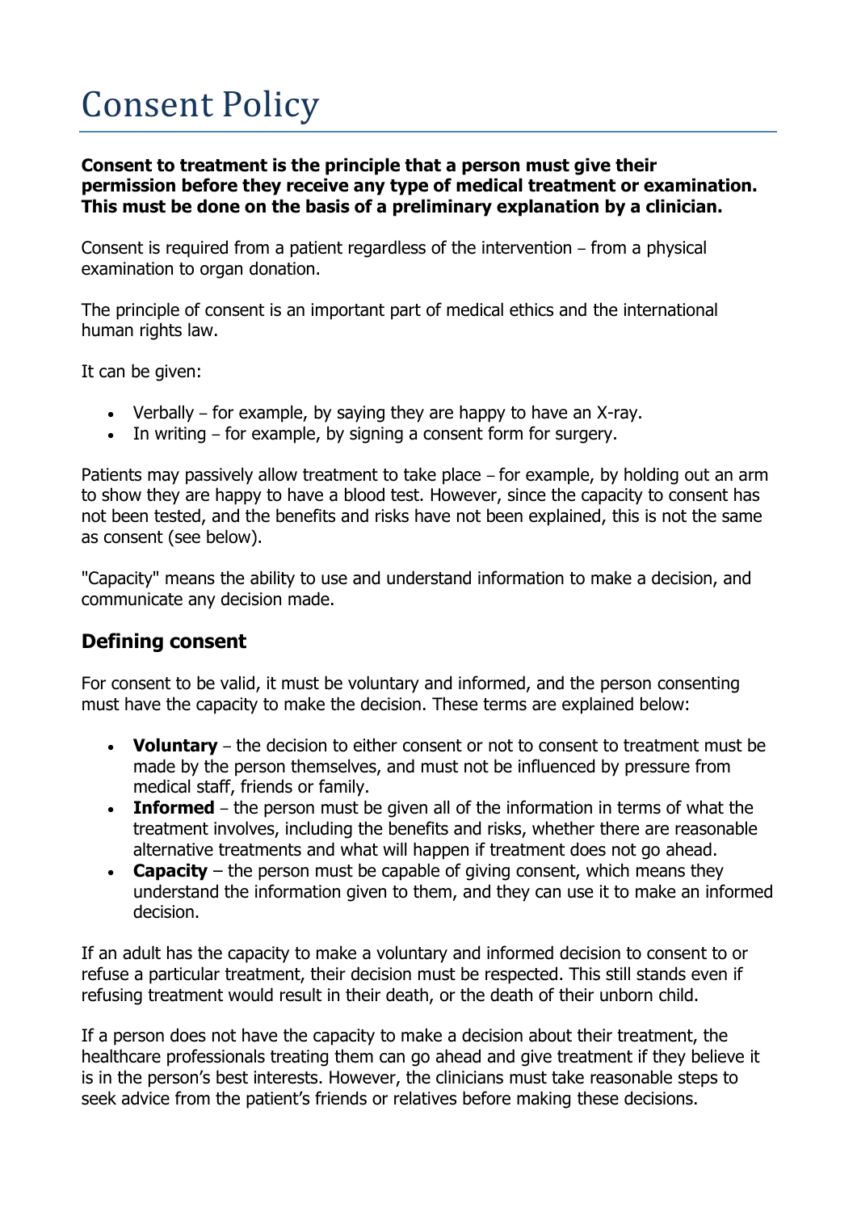# Consent Policy

**Consent to treatment is the principle that a person must give their permission before they receive any type of medical treatment or examination. This must be done on the basis of a preliminary explanation by a clinician.**

Consent is required from a patient regardless of the intervention – from a physical examination to organ donation.

The principle of consent is an important part of medical ethics and the international human rights law.

It can be given:

- Verbally – for example, by saying they are happy to have an X-ray.
- In writing – for example, by signing a consent form for surgery.

Patients may passively allow treatment to take place – for example, by holding out an arm to show they are happy to have a blood test. However, since the capacity to consent has not been tested, and the benefits and risks have not been explained, this is not the same as consent (see below).

"Capacity" means the ability to use and understand information to make a decision, and communicate any decision made.

## Defining consent

For consent to be valid, it must be voluntary and informed, and the person consenting must have the capacity to make the decision. These terms are explained below:

- **Voluntary** – the decision to either consent or not to consent to treatment must be made by the person themselves, and must not be influenced by pressure from medical staff, friends or family.
- **Informed** – the person must be given all of the information in terms of what the treatment involves, including the benefits and risks, whether there are reasonable alternative treatments and what will happen if treatment does not go ahead.
- **Capacity** – the person must be capable of giving consent, which means they understand the information given to them, and they can use it to make an informed decision.

If an adult has the capacity to make a voluntary and informed decision to consent to or refuse a particular treatment, their decision must be respected. This still stands even if refusing treatment would result in their death, or the death of their unborn child.

If a person does not have the capacity to make a decision about their treatment, the healthcare professionals treating them can go ahead and give treatment if they believe it is in the person's best interests. However, the clinicians must take reasonable steps to seek advice from the patient's friends or relatives before making these decisions.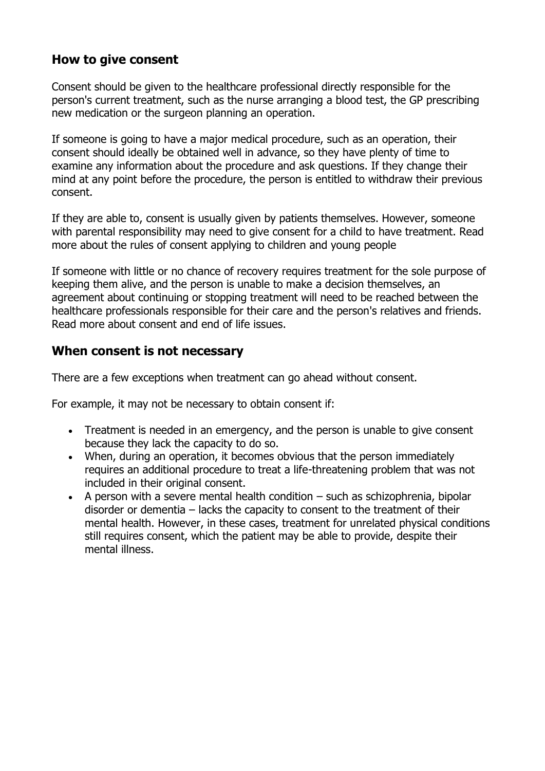## How to give consent

Consent should be given to the healthcare professional directly responsible for the person's current treatment, such as the nurse arranging a blood test, the GP prescribing new medication or the surgeon planning an operation.

If someone is going to have a major medical procedure, such as an operation, their consent should ideally be obtained well in advance, so they have plenty of time to examine any information about the procedure and ask questions. If they change their mind at any point before the procedure, the person is entitled to withdraw their previous consent.

If they are able to, consent is usually given by patients themselves. However, someone with parental responsibility may need to give consent for a child to have treatment. Read more about the rules of consent applying to children and young people

If someone with little or no chance of recovery requires treatment for the sole purpose of keeping them alive, and the person is unable to make a decision themselves, an agreement about continuing or stopping treatment will need to be reached between the healthcare professionals responsible for their care and the person's relatives and friends. Read more about consent and end of life issues.

## When consent is not necessary

There are a few exceptions when treatment can go ahead without consent.

For example, it may not be necessary to obtain consent if:

- Treatment is needed in an emergency, and the person is unable to give consent because they lack the capacity to do so.
- When, during an operation, it becomes obvious that the person immediately requires an additional procedure to treat a life-threatening problem that was not included in their original consent.
- A person with a severe mental health condition – such as schizophrenia, bipolar disorder or dementia – lacks the capacity to consent to the treatment of their mental health. However, in these cases, treatment for unrelated physical conditions still requires consent, which the patient may be able to provide, despite their mental illness.